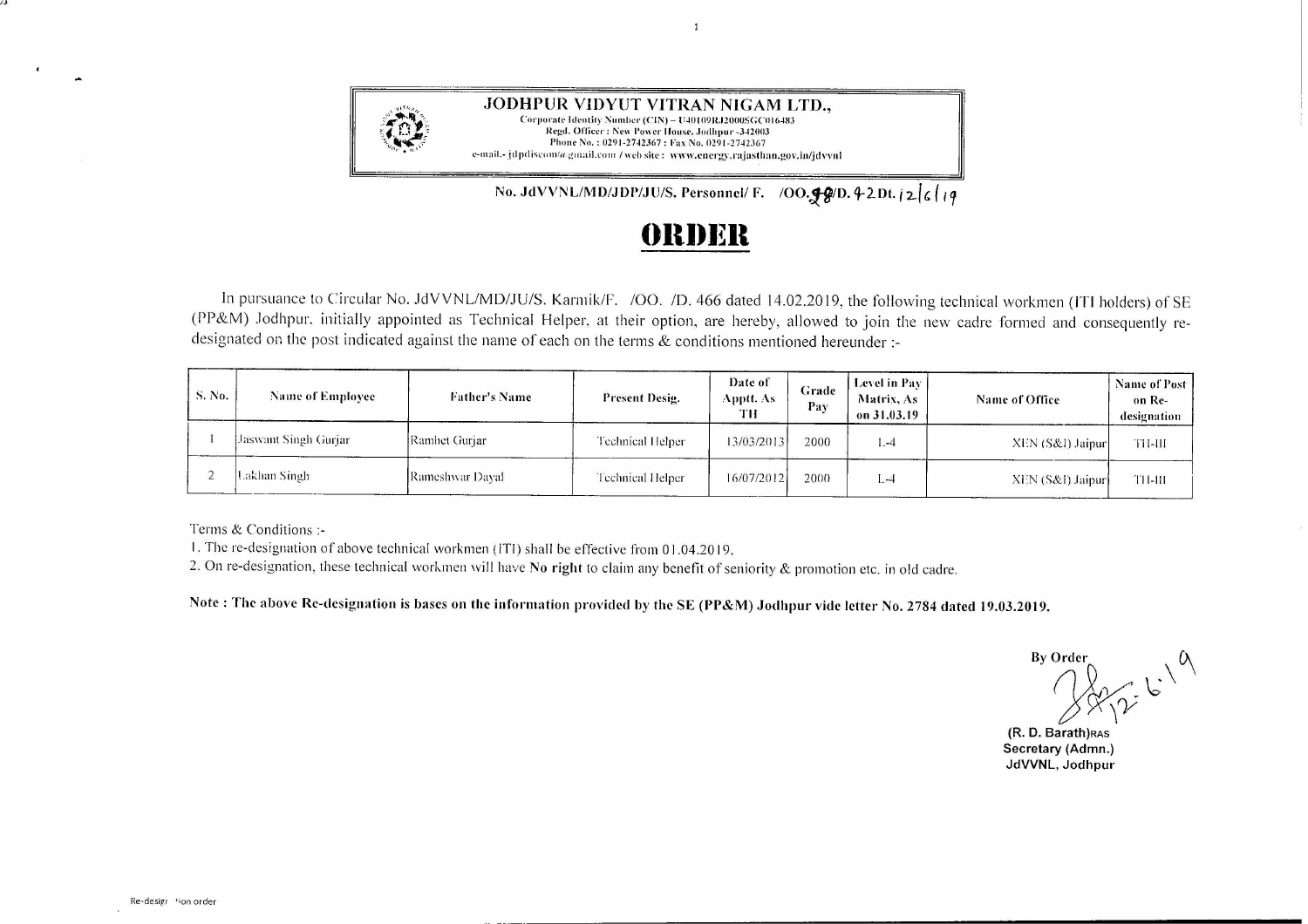**JODHPUR VIDYUT VITRAN NIGAM LTD.,**
Corporate Identity Number (CIN) – U40109RJ2000SGC016483
Regd. Officer : New Power House, Jodhpur -342003
Phone No. : 0291-2742367 : Fax No. 0291-2742367
e-mail.- jdpdiscom@gmail.com / web site : www.energy.rajasthan.gov.in/jdvvnl

**No. JdVVNL/MD/JDP/JU/S. Personnel/ F. /OO.98/D. 42 Dt. 12/6/19**

# ORDER

In pursuance to Circular No. JdVVNL/MD/JU/S. Karmik/F. /OO. /D. 466 dated 14.02.2019, the following technical workmen (ITI holders) of SE (PP&M) Jodhpur, initially appointed as Technical Helper, at their option, are hereby, allowed to join the new cadre formed and consequently re-designated on the post indicated against the name of each on the terms & conditions mentioned hereunder :-

| S. No. | Name of Employee | Father's Name | Present Desig. | Date of Apptt. As TH | Grade Pay | Level in Pay Matrix, As on 31.03.19 | Name of Office | Name of Post on Re-designation |
|---|---|---|---|---|---|---|---|---|
| 1 | Jaswant Singh Gurjar | Ramhet Gurjar | Technical Helper | 13/03/2013 | 2000 | L-4 | XEN (S&I) Jaipur | TH-III |
| 2 | Lakhan Singh | Rameshwar Dayal | Technical Helper | 16/07/2012 | 2000 | L-4 | XEN (S&I) Jaipur | TH-III |

Terms & Conditions :-

1. The re-designation of above technical workmen (ITI) shall be effective from 01.04.2019.
2. On re-designation, these technical workmen will have **No right** to claim any benefit of seniority & promotion etc. in old cadre.

**Note : The above Re-designation is bases on the information provided by the SE (PP&M) Jodhpur vide letter No. 2784 dated 19.03.2019.**

By Order

12.6.19

**(R. D. Barath)RAS**
**Secretary (Admn.)**
**JdVVNL, Jodhpur**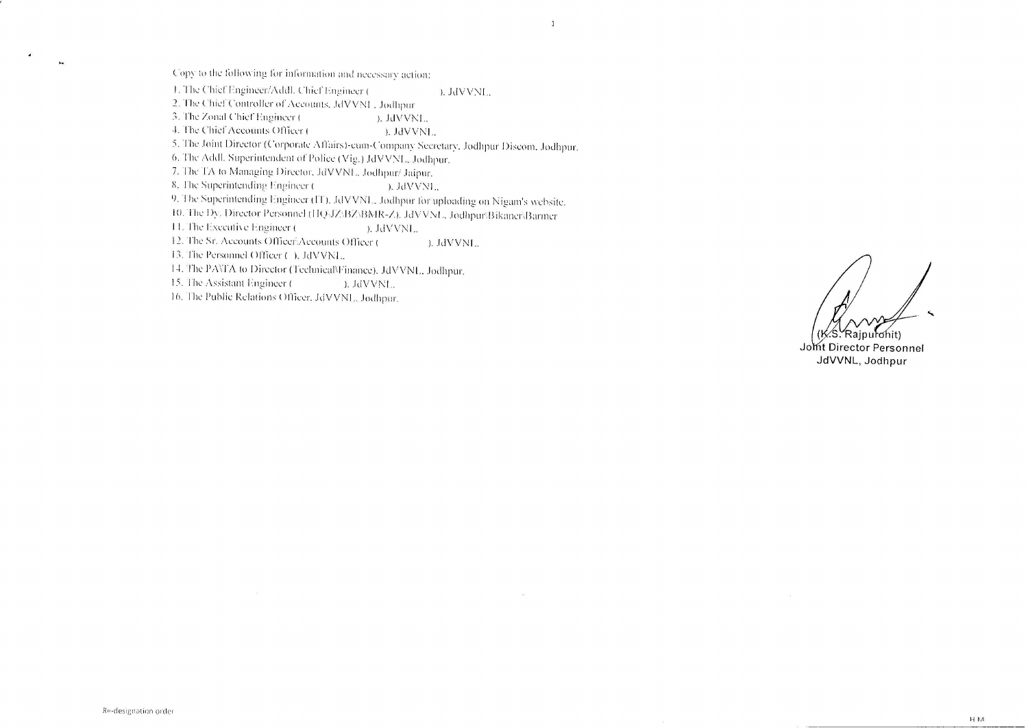Copy to the following for information and necessary action:

1. The Chief Engineer/Addl. Chief Engineer ( ), JdVVNL.
2. The Chief Controller of Accounts, JdVVNL, Jodhpur
3. The Zonal Chief Engineer ( ), JdVVNL.
4. The Chief Accounts Officer ( ), JdVVNL.
5. The Joint Director (Corporate Affairs)-cum-Company Secretary, Jodhpur Discom, Jodhpur.
6. The Addl. Superintendent of Police (Vig.) JdVVNL, Jodhpur.
7. The TA to Managing Director, JdVVNL, Jodhpur/ Jaipur.
8. The Superintending Engineer ( ), JdVVNL.
9. The Superintending Engineer (IT), JdVVNL, Jodhpur for uploading on Nigam's website.
10. The Dy. Director Personnel (HQ/JZ\BZ\BMR-Z), JdVVNL, Jodhpur\Bikaner\Barmer
11. The Executive Engineer ( ), JdVVNL.
12. The Sr. Accounts Officer\Accounts Officer ( ), JdVVNL.
13. The Personnel Officer ( ), JdVVNL.
14. The PA\TA to Director (Technical\Finance), JdVVNL, Jodhpur.
15. The Assistant Engineer ( ), JdVVNL.
16. The Public Relations Officer, JdVVNL, Jodhpur.

(K.S. Rajpurohit)
Joint Director Personnel
JdVVNL, Jodhpur

Re-designation order